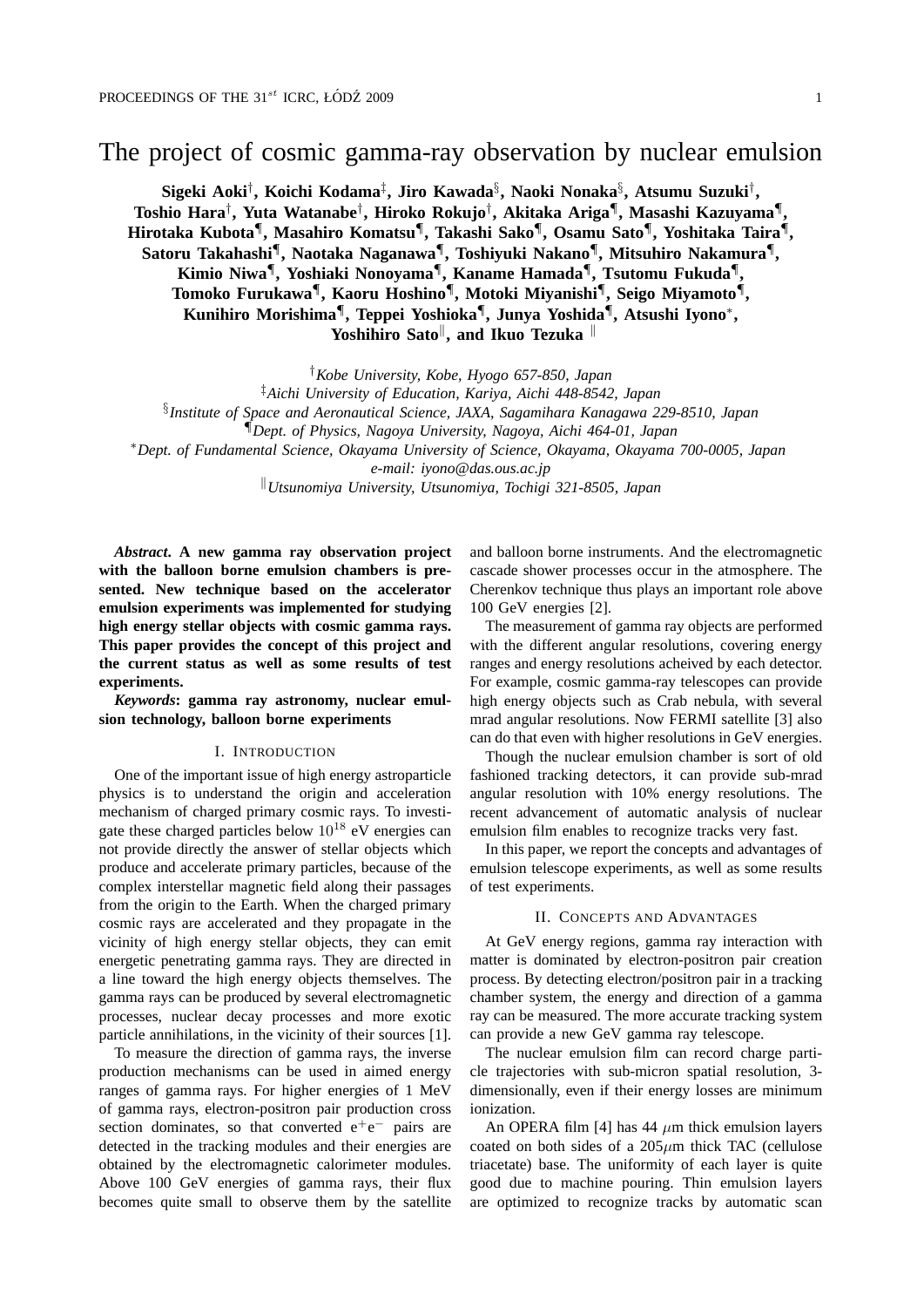# The project of cosmic gamma-ray observation by nuclear emulsion

**Sigeki Aoki[†], Koichi Kodama[‡], Jiro Kawada[§], Naoki Nonaka[§], Atsumu Suzuki[†], Toshio Hara[†], Yuta Watanabe[†], Hiroko Rokujo[†], Akitaka Ariga[¶], Masashi Kazuyama[¶], Hirotaka Kubota[¶], Masahiro Komatsu[¶], Takashi Sako[¶], Osamu Sato[¶], Yoshitaka Taira[¶], Satoru Takahashi[¶], Naotaka Naganawa[¶], Toshiyuki Nakano[¶], Mitsuhiro Nakamura[¶], Kimio Niwa[¶], Yoshiaki Nonoyama[¶], Kaname Hamada[¶], Tsutomu Fukuda[¶], Tomoko Furukawa[¶], Kaoru Hoshino[¶], Motoki Miyanishi[¶], Seigo Miyamoto[¶], Kunihiro Morishima[¶], Teppei Yoshioka[¶], Junya Yoshida[¶], Atsushi Iyono[*], Yoshihiro Sato[‖], and Ikuo Tezuka [‖]**

[†]*Kobe University, Kobe, Hyogo 657-850, Japan*
[‡]*Aichi University of Education, Kariya, Aichi 448-8542, Japan*
[§]*Institute of Space and Aeronautical Science, JAXA, Sagamihara Kanagawa 229-8510, Japan*
[¶]*Dept. of Physics, Nagoya University, Nagoya, Aichi 464-01, Japan*
[*]*Dept. of Fundamental Science, Okayama University of Science, Okayama, Okayama 700-0005, Japan*
*e-mail: iyono@das.ous.ac.jp*
[‖]*Utsunomiya University, Utsunomiya, Tochigi 321-8505, Japan*

***Abstract*. A new gamma ray observation project with the balloon borne emulsion chambers is presented. New technique based on the accelerator emulsion experiments was implemented for studying high energy stellar objects with cosmic gamma rays. This paper provides the concept of this project and the current status as well as some results of test experiments.**

***Keywords*: gamma ray astronomy, nuclear emulsion technology, balloon borne experiments**

## I. Introduction

One of the important issue of high energy astroparticle physics is to understand the origin and acceleration mechanism of charged primary cosmic rays. To investigate these charged particles below $10^{18}$ eV energies can not provide directly the answer of stellar objects which produce and accelerate primary particles, because of the complex interstellar magnetic field along their passages from the origin to the Earth. When the charged primary cosmic rays are accelerated and they propagate in the vicinity of high energy stellar objects, they can emit energetic penetrating gamma rays. They are directed in a line toward the high energy objects themselves. The gamma rays can be produced by several electromagnetic processes, nuclear decay processes and more exotic particle annihilations, in the vicinity of their sources [1].

To measure the direction of gamma rays, the inverse production mechanisms can be used in aimed energy ranges of gamma rays. For higher energies of 1 MeV of gamma rays, electron-positron pair production cross section dominates, so that converted $e^+e^-$ pairs are detected in the tracking modules and their energies are obtained by the electromagnetic calorimeter modules. Above 100 GeV energies of gamma rays, their flux becomes quite small to observe them by the satellite and balloon borne instruments. And the electromagnetic cascade shower processes occur in the atmosphere. The Cherenkov technique thus plays an important role above 100 GeV energies [2].

The measurement of gamma ray objects are performed with the different angular resolutions, covering energy ranges and energy resolutions acheived by each detector. For example, cosmic gamma-ray telescopes can provide high energy objects such as Crab nebula, with several mrad angular resolutions. Now FERMI satellite [3] also can do that even with higher resolutions in GeV energies.

Though the nuclear emulsion chamber is sort of old fashioned tracking detectors, it can provide sub-mrad angular resolution with 10% energy resolutions. The recent advancement of automatic analysis of nuclear emulsion film enables to recognize tracks very fast.

In this paper, we report the concepts and advantages of emulsion telescope experiments, as well as some results of test experiments.

## II. Concepts and Advantages

At GeV energy regions, gamma ray interaction with matter is dominated by electron-positron pair creation process. By detecting electron/positron pair in a tracking chamber system, the energy and direction of a gamma ray can be measured. The more accurate tracking system can provide a new GeV gamma ray telescope.

The nuclear emulsion film can record charge particle trajectories with sub-micron spatial resolution, 3-dimensionally, even if their energy losses are minimum ionization.

An OPERA film [4] has 44 $\mu$m thick emulsion layers coated on both sides of a 205$\mu$m thick TAC (cellulose triacetate) base. The uniformity of each layer is quite good due to machine pouring. Thin emulsion layers are optimized to recognize tracks by automatic scan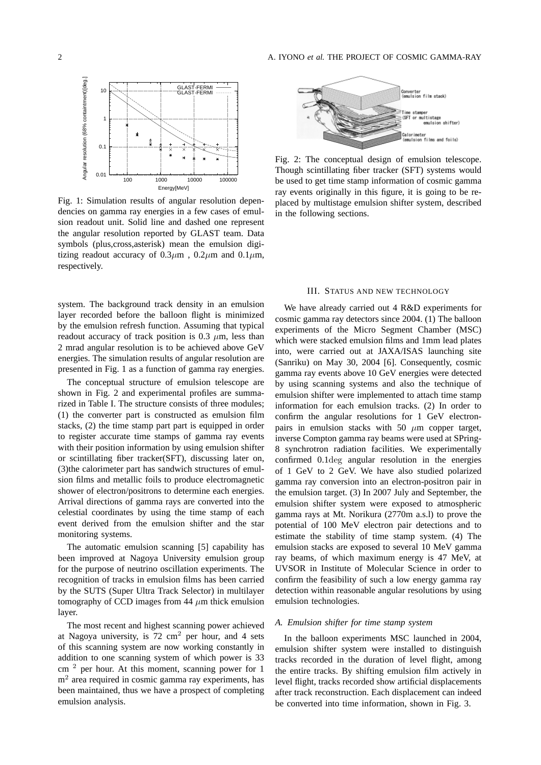Fig. 1: Simulation results of angular resolution dependencies on gamma ray energies in a few cases of emulsion readout unit. Solid line and dashed one represent the angular resolution reported by GLAST team. Data symbols (plus,cross,asterisk) mean the emulsion digitizing readout accuracy of $0.3\mu$m , $0.2\mu$m and $0.1\mu$m, respectively.

Fig. 2: The conceptual design of emulsion telescope. Though scintillating fiber tracker (SFT) systems would be used to get time stamp information of cosmic gamma ray events originally in this figure, it is going to be replaced by multistage emulsion shifter system, described in the following sections.

system. The background track density in an emulsion layer recorded before the balloon flight is minimized by the emulsion refresh function. Assuming that typical readout accuracy of track position is 0.3 $\mu$m, less than 2 mrad angular resolution is to be achieved above GeV energies. The simulation results of angular resolution are presented in Fig. 1 as a function of gamma ray energies.

The conceptual structure of emulsion telescope are shown in Fig. 2 and experimental profiles are summarized in Table I. The structure consists of three modules; (1) the converter part is constructed as emulsion film stacks, (2) the time stamp part part is equipped in order to register accurate time stamps of gamma ray events with their position information by using emulsion shifter or scintillating fiber tracker(SFT), discussing later on, (3)the calorimeter part has sandwich structures of emulsion films and metallic foils to produce electromagnetic shower of electron/positrons to determine each energies. Arrival directions of gamma rays are converted into the celestial coordinates by using the time stamp of each event derived from the emulsion shifter and the star monitoring systems.

The automatic emulsion scanning [5] capability has been improved at Nagoya University emulsion group for the purpose of neutrino oscillation experiments. The recognition of tracks in emulsion films has been carried by the SUTS (Super Ultra Track Selector) in multilayer tomography of CCD images from 44 $\mu$m thick emulsion layer.

The most recent and highest scanning power achieved at Nagoya university, is 72 cm$^2$ per hour, and 4 sets of this scanning system are now working constantly in addition to one scanning system of which power is 33 cm $^2$ per hour. At this moment, scanning power for 1 m$^2$ area required in cosmic gamma ray experiments, has been maintained, thus we have a prospect of completing emulsion analysis.

## III. Status and New Technology

We have already carried out 4 R&D experiments for cosmic gamma ray detectors since 2004. (1) The balloon experiments of the Micro Segment Chamber (MSC) which were stacked emulsion films and 1mm lead plates into, were carried out at JAXA/ISAS launching site (Sanriku) on May 30, 2004 [6]. Consequently, cosmic gamma ray events above 10 GeV energies were detected by using scanning systems and also the technique of emulsion shifter were implemented to attach time stamp information for each emulsion tracks. (2) In order to confirm the angular resolutions for 1 GeV electron-pairs in emulsion stacks with 50 $\mu$m copper target, inverse Compton gamma ray beams were used at SPring-8 synchrotron radiation facilities. We experimentally confirmed 0.1deg angular resolution in the energies of 1 GeV to 2 GeV. We have also studied polarized gamma ray conversion into an electron-positron pair in the emulsion target. (3) In 2007 July and September, the emulsion shifter system were exposed to atmospheric gamma rays at Mt. Norikura (2770m a.s.l) to prove the potential of 100 MeV electron pair detections and to estimate the stability of time stamp system. (4) The emulsion stacks are exposed to several 10 MeV gamma ray beams, of which maximum energy is 47 MeV, at UVSOR in Institute of Molecular Science in order to confirm the feasibility of such a low energy gamma ray detection within reasonable angular resolutions by using emulsion technologies.

### *A. Emulsion shifter for time stamp system*

In the balloon experiments MSC launched in 2004, emulsion shifter system were installed to distinguish tracks recorded in the duration of level flight, among the entire tracks. By shifting emulsion film actively in level flight, tracks recorded show artificial displacements after track reconstruction. Each displacement can indeed be converted into time information, shown in Fig. 3.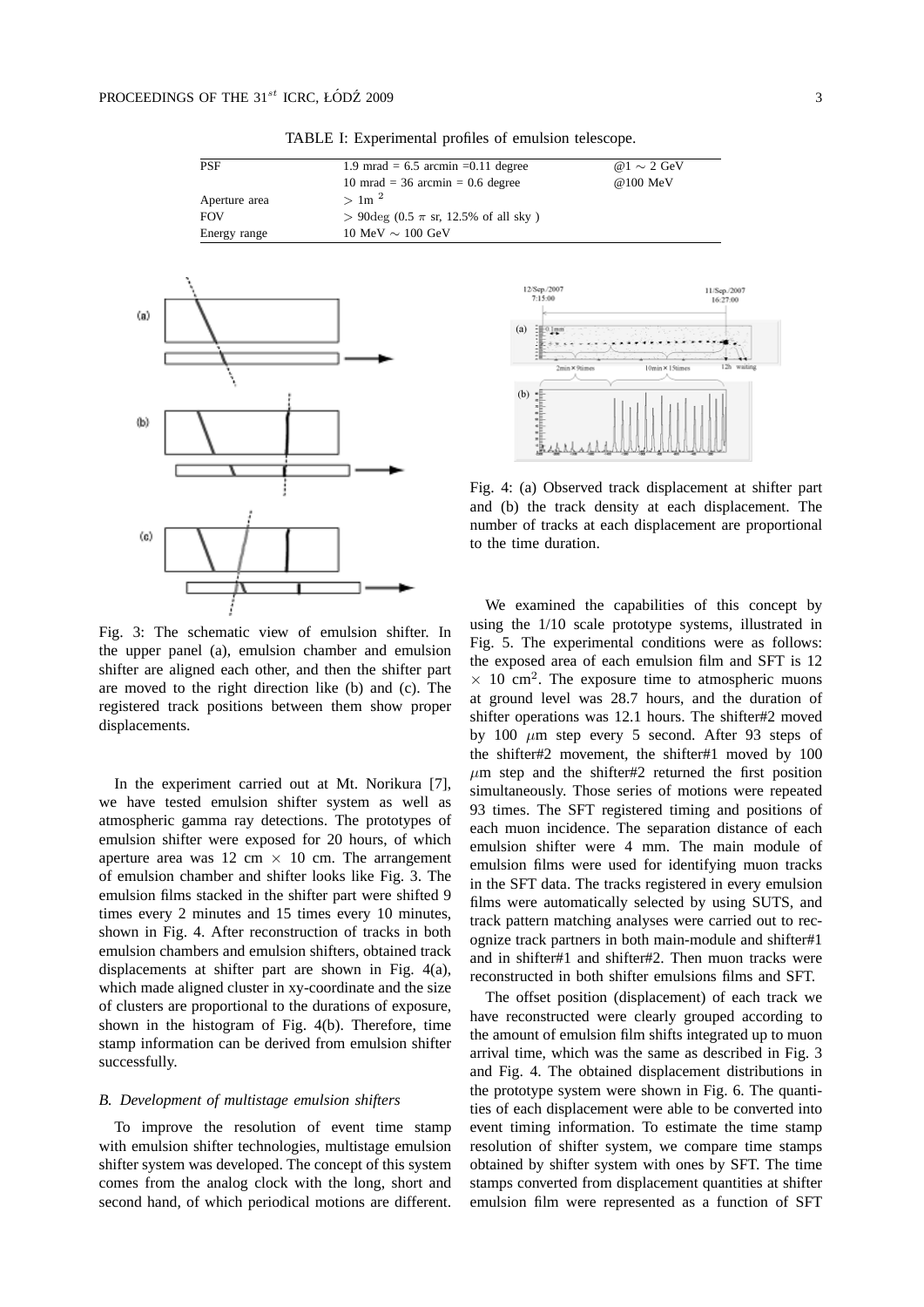TABLE I: Experimental profiles of emulsion telescope.

| | | |
|---|---|---|
| PSF | 1.9 mrad = 6.5 arcmin =0.11 degree | @1 $\sim$ 2 GeV |
| | 10 mrad = 36 arcmin = 0.6 degree | @100 MeV |
| Aperture area | $> 1\text{m}^2$ | |
| FOV | > 90deg (0.5 $\pi$ sr, 12.5% of all sky ) | |
| Energy range | 10 MeV $\sim$ 100 GeV | |

Fig. 3: The schematic view of emulsion shifter. In the upper panel (a), emulsion chamber and emulsion shifter are aligned each other, and then the shifter part are moved to the right direction like (b) and (c). The registered track positions between them show proper displacements.

In the experiment carried out at Mt. Norikura [7], we have tested emulsion shifter system as well as atmospheric gamma ray detections. The prototypes of emulsion shifter were exposed for 20 hours, of which aperture area was 12 cm $\times$ 10 cm. The arrangement of emulsion chamber and shifter looks like Fig. 3. The emulsion films stacked in the shifter part were shifted 9 times every 2 minutes and 15 times every 10 minutes, shown in Fig. 4. After reconstruction of tracks in both emulsion chambers and emulsion shifters, obtained track displacements at shifter part are shown in Fig. 4(a), which made aligned cluster in xy-coordinate and the size of clusters are proportional to the durations of exposure, shown in the histogram of Fig. 4(b). Therefore, time stamp information can be derived from emulsion shifter successfully.

### *B. Development of multistage emulsion shifters*

To improve the resolution of event time stamp with emulsion shifter technologies, multistage emulsion shifter system was developed. The concept of this system comes from the analog clock with the long, short and second hand, of which periodical motions are different.

Fig. 4: (a) Observed track displacement at shifter part and (b) the track density at each displacement. The number of tracks at each displacement are proportional to the time duration.

We examined the capabilities of this concept by using the 1/10 scale prototype systems, illustrated in Fig. 5. The experimental conditions were as follows: the exposed area of each emulsion film and SFT is 12 $\times$ 10 cm$^2$. The exposure time to atmospheric muons at ground level was 28.7 hours, and the duration of shifter operations was 12.1 hours. The shifter#2 moved by 100 $\mu$m step every 5 second. After 93 steps of the shifter#2 movement, the shifter#1 moved by 100 $\mu$m step and the shifter#2 returned the first position simultaneously. Those series of motions were repeated 93 times. The SFT registered timing and positions of each muon incidence. The separation distance of each emulsion shifter were 4 mm. The main module of emulsion films were used for identifying muon tracks in the SFT data. The tracks registered in every emulsion films were automatically selected by using SUTS, and track pattern matching analyses were carried out to recognize track partners in both main-module and shifter#1 and in shifter#1 and shifter#2. Then muon tracks were reconstructed in both shifter emulsions films and SFT.

The offset position (displacement) of each track we have reconstructed were clearly grouped according to the amount of emulsion film shifts integrated up to muon arrival time, which was the same as described in Fig. 3 and Fig. 4. The obtained displacement distributions in the prototype system were shown in Fig. 6. The quantities of each displacement were able to be converted into event timing information. To estimate the time stamp resolution of shifter system, we compare time stamps obtained by shifter system with ones by SFT. The time stamps converted from displacement quantities at shifter emulsion film were represented as a function of SFT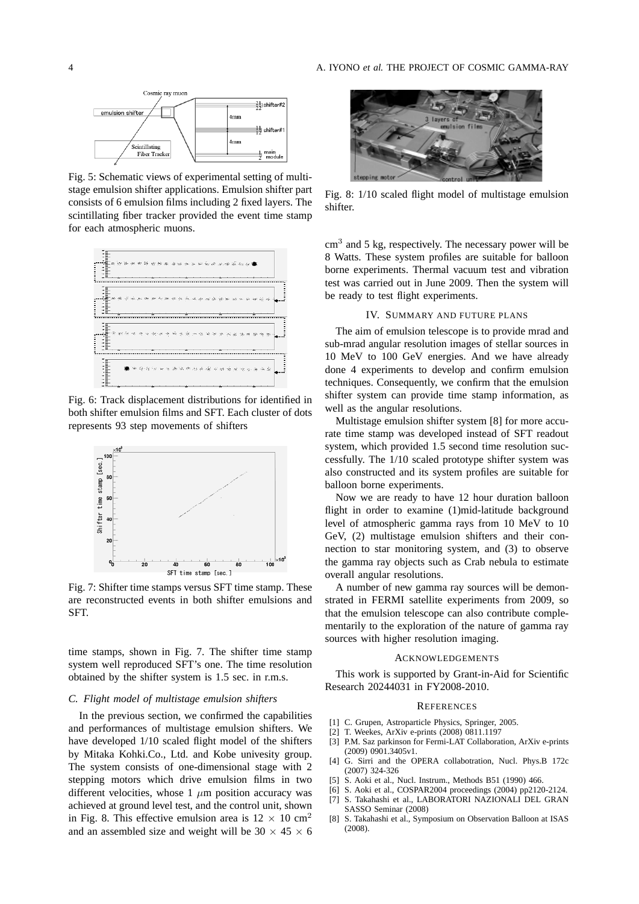Cosmic ray muon

emulsion shifter

Scintillating Fiber Tracker

21
22 shifter#2

4mm

11
12 shifter#1

4mm

1
2 main module

Fig. 5: Schematic views of experimental setting of multistage emulsion shifter applications. Emulsion shifter part consists of 6 emulsion films including 2 fixed layers. The scintillating fiber tracker provided the event time stamp for each atmospheric muons.

Fig. 6: Track displacement distributions for identified in both shifter emulsion films and SFT. Each cluster of dots represents 93 step movements of shifters

×10³

Shifter time stamp [sec.]

100

80

60

40

20

0

0

20

40

60

80

100

×10³

SFT time stamp [sec.]

Fig. 7: Shifter time stamps versus SFT time stamp. These are reconstructed events in both shifter emulsions and SFT.

time stamps, shown in Fig. 7. The shifter time stamp system well reproduced SFT's one. The time resolution obtained by the shifter system is 1.5 sec. in r.m.s.

### C. Flight model of multistage emulsion shifters

In the previous section, we confirmed the capabilities and performances of multistage emulsion shifters. We have developed 1/10 scaled flight model of the shifters by Mitaka Kohki.Co., Ltd. and Kobe univesity group. The system consists of one-dimensional stage with 2 stepping motors which drive emulsion films in two different velocities, whose 1 $\mu$m position accuracy was achieved at ground level test, and the control unit, shown in Fig. 8. This effective emulsion area is $12 \times 10$ cm$^2$ and an assembled size and weight will be $30 \times 45 \times 6$ cm$^3$ and 5 kg, respectively. The necessary power will be 8 Watts. These system profiles are suitable for balloon borne experiments. Thermal vacuum test and vibration test was carried out in June 2009. Then the system will be ready to test flight experiments.

3 layers of emulsion films

stepping motor

control unit

Fig. 8: 1/10 scaled flight model of multistage emulsion shifter.

## IV. Summary and Future Plans

The aim of emulsion telescope is to provide mrad and sub-mrad angular resolution images of stellar sources in 10 MeV to 100 GeV energies. And we have already done 4 experiments to develop and confirm emulsion techniques. Consequently, we confirm that the emulsion shifter system can provide time stamp information, as well as the angular resolutions.

Multistage emulsion shifter system [8] for more accurate time stamp was developed instead of SFT readout system, which provided 1.5 second time resolution successfully. The 1/10 scaled prototype shifter system was also constructed and its system profiles are suitable for balloon borne experiments.

Now we are ready to have 12 hour duration balloon flight in order to examine (1)mid-latitude background level of atmospheric gamma rays from 10 MeV to 10 GeV, (2) multistage emulsion shifters and their connection to star monitoring system, and (3) to observe the gamma ray objects such as Crab nebula to estimate overall angular resolutions.

A number of new gamma ray sources will be demonstrated in FERMI satellite experiments from 2009, so that the emulsion telescope can also contribute complementarily to the exploration of the nature of gamma ray sources with higher resolution imaging.

## Acknowledgements

This work is supported by Grant-in-Aid for Scientific Research 20244031 in FY2008-2010.

## References

[1] C. Grupen, Astroparticle Physics, Springer, 2005.
[2] T. Weekes, ArXiv e-prints (2008) 0811.1197
[3] P.M. Saz parkinson for Fermi-LAT Collaboration, ArXiv e-prints (2009) 0901.3405v1.
[4] G. Sirri and the OPERA collabotration, Nucl. Phys.B 172c (2007) 324-326
[5] S. Aoki et al., Nucl. Instrum., Methods B51 (1990) 466.
[6] S. Aoki et al., COSPAR2004 proceedings (2004) pp2120-2124.
[7] S. Takahashi et al., LABORATORI NAZIONALI DEL GRAN SASSO Seminar (2008)
[8] S. Takahashi et al., Symposium on Observation Balloon at ISAS (2008).